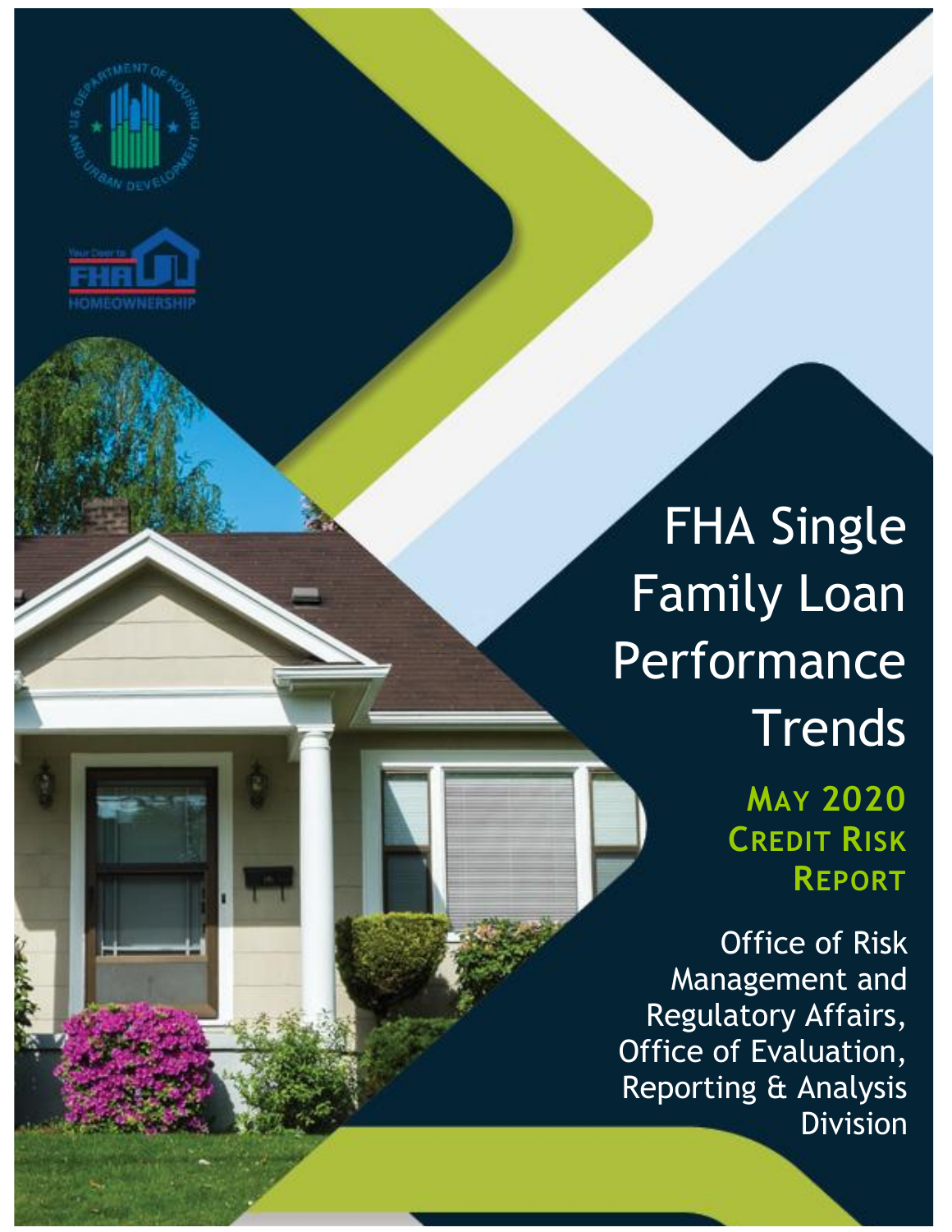# FHA Single Family Loan Performance Trends

## May 2020 Credit Risk Report

Office of Risk Management and Regulatory Affairs, Office of Evaluation, Reporting & Analysis Division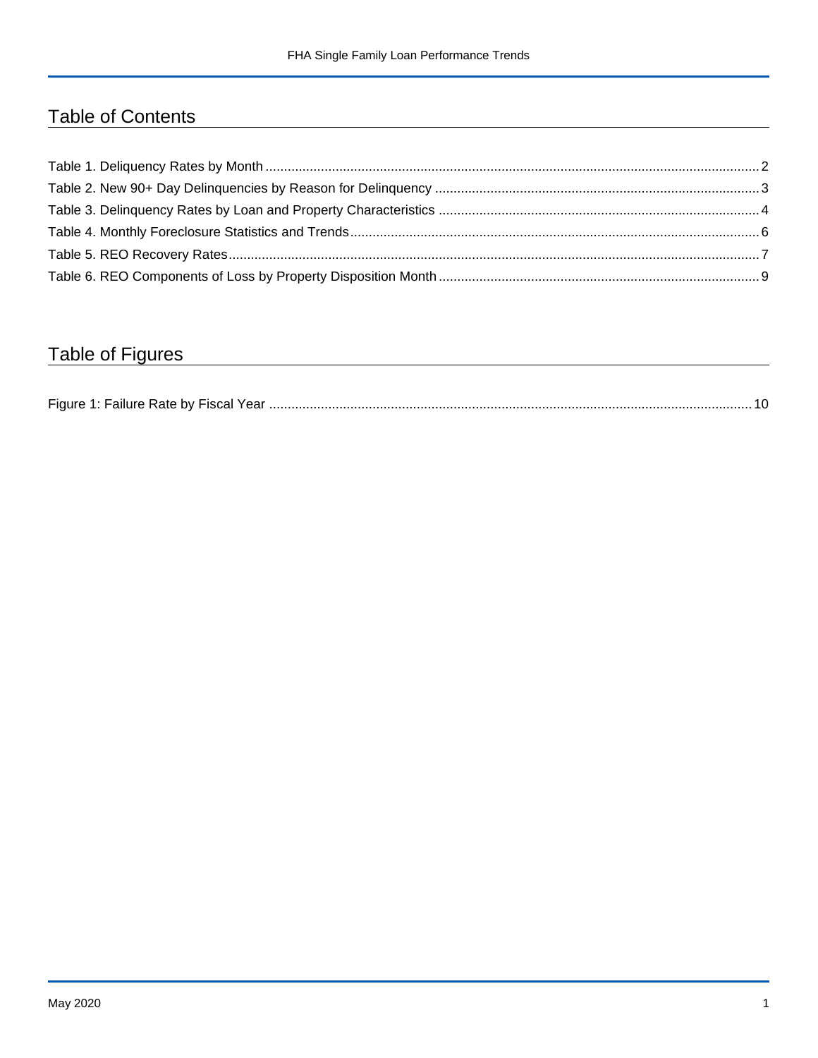## Table of Contents

Table 1. Deliquency Rates by Month ........................................................ 2
Table 2. New 90+ Day Delinquencies by Reason for Delinquency ........................................................ 3
Table 3. Delinquency Rates by Loan and Property Characteristics ........................................................ 4
Table 4. Monthly Foreclosure Statistics and Trends ........................................................ 6
Table 5. REO Recovery Rates ........................................................ 7
Table 6. REO Components of Loss by Property Disposition Month ........................................................ 9

## Table of Figures

Figure 1: Failure Rate by Fiscal Year ........................................................ 10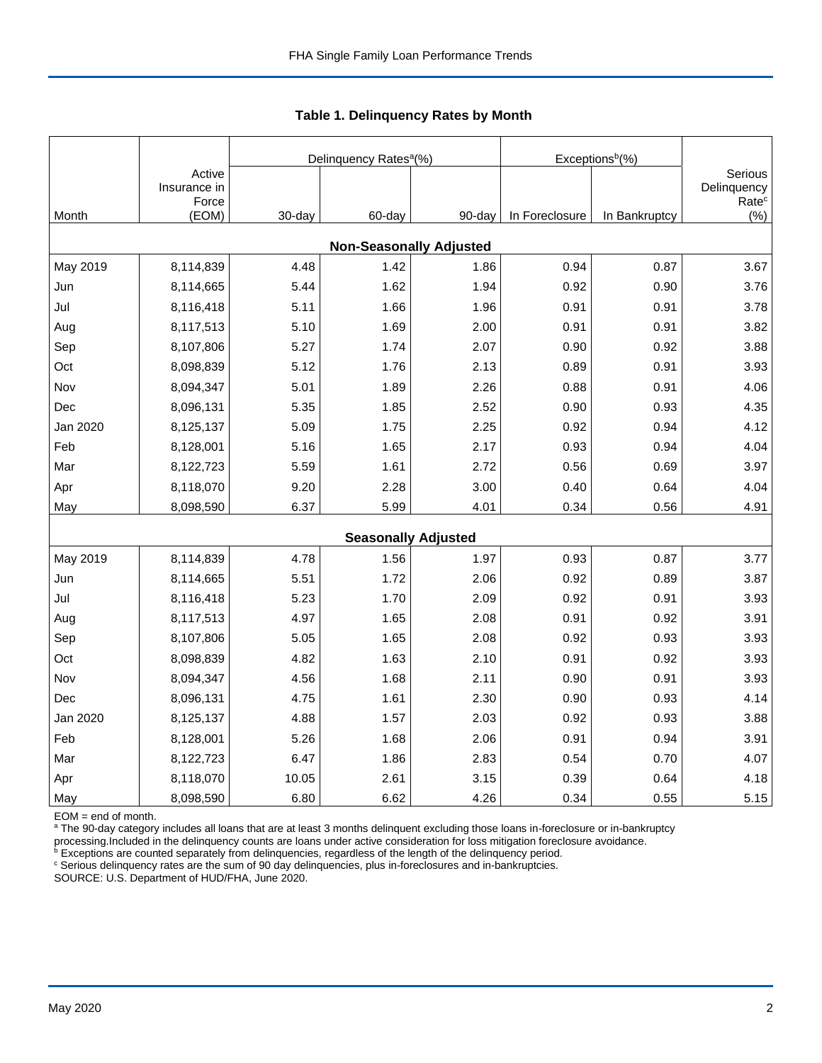## Table 1. Delinquency Rates by Month

| Month | Active Insurance in Force (EOM) | Delinquency Rates[a](%) | | | Exceptions[b](%) | | Serious Delinquency Rate[c] (%) |
|---|---|---|---|---|---|---|---|
| | | 30-day | 60-day | 90-day | In Foreclosure | In Bankruptcy | |
| **Non-Seasonally Adjusted** | | | | | | | |
| May 2019 | 8,114,839 | 4.48 | 1.42 | 1.86 | 0.94 | 0.87 | 3.67 |
| Jun | 8,114,665 | 5.44 | 1.62 | 1.94 | 0.92 | 0.90 | 3.76 |
| Jul | 8,116,418 | 5.11 | 1.66 | 1.96 | 0.91 | 0.91 | 3.78 |
| Aug | 8,117,513 | 5.10 | 1.69 | 2.00 | 0.91 | 0.91 | 3.82 |
| Sep | 8,107,806 | 5.27 | 1.74 | 2.07 | 0.90 | 0.92 | 3.88 |
| Oct | 8,098,839 | 5.12 | 1.76 | 2.13 | 0.89 | 0.91 | 3.93 |
| Nov | 8,094,347 | 5.01 | 1.89 | 2.26 | 0.88 | 0.91 | 4.06 |
| Dec | 8,096,131 | 5.35 | 1.85 | 2.52 | 0.90 | 0.93 | 4.35 |
| Jan 2020 | 8,125,137 | 5.09 | 1.75 | 2.25 | 0.92 | 0.94 | 4.12 |
| Feb | 8,128,001 | 5.16 | 1.65 | 2.17 | 0.93 | 0.94 | 4.04 |
| Mar | 8,122,723 | 5.59 | 1.61 | 2.72 | 0.56 | 0.69 | 3.97 |
| Apr | 8,118,070 | 9.20 | 2.28 | 3.00 | 0.40 | 0.64 | 4.04 |
| May | 8,098,590 | 6.37 | 5.99 | 4.01 | 0.34 | 0.56 | 4.91 |
| **Seasonally Adjusted** | | | | | | | |
| May 2019 | 8,114,839 | 4.78 | 1.56 | 1.97 | 0.93 | 0.87 | 3.77 |
| Jun | 8,114,665 | 5.51 | 1.72 | 2.06 | 0.92 | 0.89 | 3.87 |
| Jul | 8,116,418 | 5.23 | 1.70 | 2.09 | 0.92 | 0.91 | 3.93 |
| Aug | 8,117,513 | 4.97 | 1.65 | 2.08 | 0.91 | 0.92 | 3.91 |
| Sep | 8,107,806 | 5.05 | 1.65 | 2.08 | 0.92 | 0.93 | 3.93 |
| Oct | 8,098,839 | 4.82 | 1.63 | 2.10 | 0.91 | 0.92 | 3.93 |
| Nov | 8,094,347 | 4.56 | 1.68 | 2.11 | 0.90 | 0.91 | 3.93 |
| Dec | 8,096,131 | 4.75 | 1.61 | 2.30 | 0.90 | 0.93 | 4.14 |
| Jan 2020 | 8,125,137 | 4.88 | 1.57 | 2.03 | 0.92 | 0.93 | 3.88 |
| Feb | 8,128,001 | 5.26 | 1.68 | 2.06 | 0.91 | 0.94 | 3.91 |
| Mar | 8,122,723 | 6.47 | 1.86 | 2.83 | 0.54 | 0.70 | 4.07 |
| Apr | 8,118,070 | 10.05 | 2.61 | 3.15 | 0.39 | 0.64 | 4.18 |
| May | 8,098,590 | 6.80 | 6.62 | 4.26 | 0.34 | 0.55 | 5.15 |

EOM = end of month.
[a] The 90-day category includes all loans that are at least 3 months delinquent excluding those loans in-foreclosure or in-bankruptcy processing.Included in the delinquency counts are loans under active consideration for loss mitigation foreclosure avoidance.
[b] Exceptions are counted separately from delinquencies, regardless of the length of the delinquency period.
[c] Serious delinquency rates are the sum of 90 day delinquencies, plus in-foreclosures and in-bankruptcies.
SOURCE: U.S. Department of HUD/FHA, June 2020.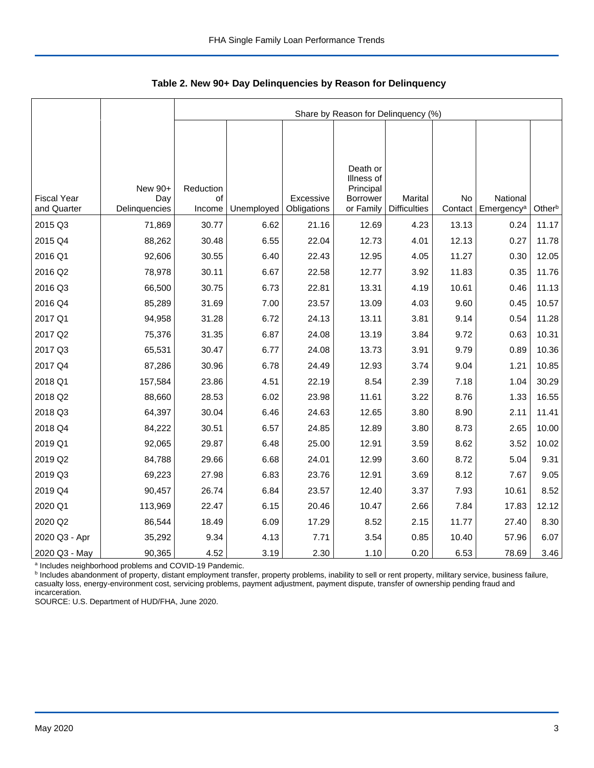**Table 2. New 90+ Day Delinquencies by Reason for Delinquency**

| | | Share by Reason for Delinquency (%) | | | | | | | |
|---|---|---|---|---|---|---|---|---|---|
| Fiscal Year and Quarter | New 90+ Day Delinquencies | Reduction of Income | Unemployed | Excessive Obligations | Death or Illness of Principal Borrower or Family | Marital Difficulties | No Contact | National Emergency[a] | Other[b] |
| 2015 Q3 | 71,869 | 30.77 | 6.62 | 21.16 | 12.69 | 4.23 | 13.13 | 0.24 | 11.17 |
| 2015 Q4 | 88,262 | 30.48 | 6.55 | 22.04 | 12.73 | 4.01 | 12.13 | 0.27 | 11.78 |
| 2016 Q1 | 92,606 | 30.55 | 6.40 | 22.43 | 12.95 | 4.05 | 11.27 | 0.30 | 12.05 |
| 2016 Q2 | 78,978 | 30.11 | 6.67 | 22.58 | 12.77 | 3.92 | 11.83 | 0.35 | 11.76 |
| 2016 Q3 | 66,500 | 30.75 | 6.73 | 22.81 | 13.31 | 4.19 | 10.61 | 0.46 | 11.13 |
| 2016 Q4 | 85,289 | 31.69 | 7.00 | 23.57 | 13.09 | 4.03 | 9.60 | 0.45 | 10.57 |
| 2017 Q1 | 94,958 | 31.28 | 6.72 | 24.13 | 13.11 | 3.81 | 9.14 | 0.54 | 11.28 |
| 2017 Q2 | 75,376 | 31.35 | 6.87 | 24.08 | 13.19 | 3.84 | 9.72 | 0.63 | 10.31 |
| 2017 Q3 | 65,531 | 30.47 | 6.77 | 24.08 | 13.73 | 3.91 | 9.79 | 0.89 | 10.36 |
| 2017 Q4 | 87,286 | 30.96 | 6.78 | 24.49 | 12.93 | 3.74 | 9.04 | 1.21 | 10.85 |
| 2018 Q1 | 157,584 | 23.86 | 4.51 | 22.19 | 8.54 | 2.39 | 7.18 | 1.04 | 30.29 |
| 2018 Q2 | 88,660 | 28.53 | 6.02 | 23.98 | 11.61 | 3.22 | 8.76 | 1.33 | 16.55 |
| 2018 Q3 | 64,397 | 30.04 | 6.46 | 24.63 | 12.65 | 3.80 | 8.90 | 2.11 | 11.41 |
| 2018 Q4 | 84,222 | 30.51 | 6.57 | 24.85 | 12.89 | 3.80 | 8.73 | 2.65 | 10.00 |
| 2019 Q1 | 92,065 | 29.87 | 6.48 | 25.00 | 12.91 | 3.59 | 8.62 | 3.52 | 10.02 |
| 2019 Q2 | 84,788 | 29.66 | 6.68 | 24.01 | 12.99 | 3.60 | 8.72 | 5.04 | 9.31 |
| 2019 Q3 | 69,223 | 27.98 | 6.83 | 23.76 | 12.91 | 3.69 | 8.12 | 7.67 | 9.05 |
| 2019 Q4 | 90,457 | 26.74 | 6.84 | 23.57 | 12.40 | 3.37 | 7.93 | 10.61 | 8.52 |
| 2020 Q1 | 113,969 | 22.47 | 6.15 | 20.46 | 10.47 | 2.66 | 7.84 | 17.83 | 12.12 |
| 2020 Q2 | 86,544 | 18.49 | 6.09 | 17.29 | 8.52 | 2.15 | 11.77 | 27.40 | 8.30 |
| 2020 Q3 - Apr | 35,292 | 9.34 | 4.13 | 7.71 | 3.54 | 0.85 | 10.40 | 57.96 | 6.07 |
| 2020 Q3 - May | 90,365 | 4.52 | 3.19 | 2.30 | 1.10 | 0.20 | 6.53 | 78.69 | 3.46 |

[a] Includes neighborhood problems and COVID-19 Pandemic.
[b] Includes abandonment of property, distant employment transfer, property problems, inability to sell or rent property, military service, business failure, casualty loss, energy-environment cost, servicing problems, payment adjustment, payment dispute, transfer of ownership pending fraud and incarceration.
SOURCE: U.S. Department of HUD/FHA, June 2020.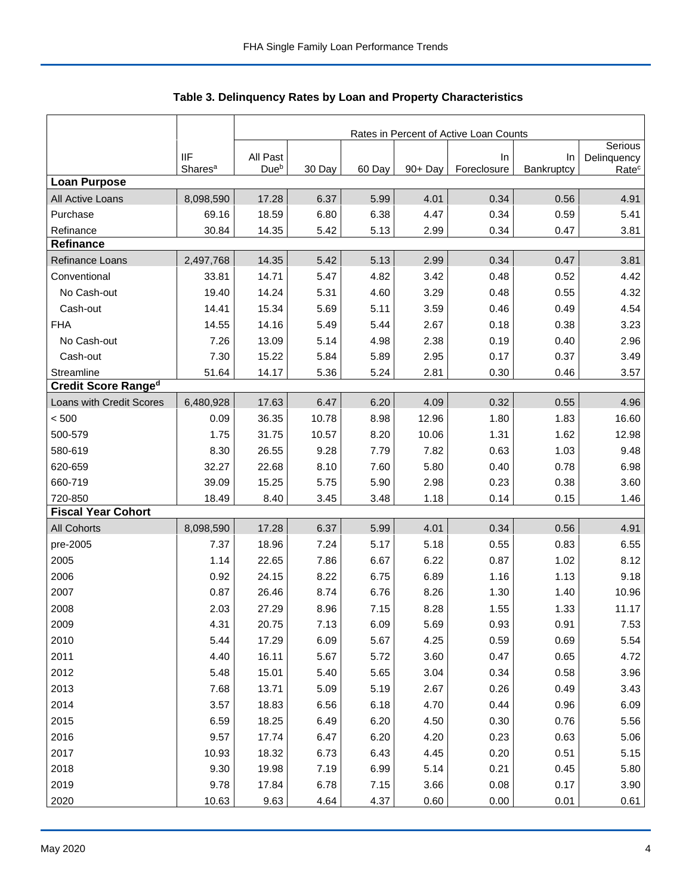## Table 3. Delinquency Rates by Loan and Property Characteristics

| | | Rates in Percent of Active Loan Counts | | | | | | |
|---|---|---|---|---|---|---|---|---|
| | IIF Shares[a] | All Past Due[b] | 30 Day | 60 Day | 90+ Day | In Foreclosure | In Bankruptcy | Serious Delinquency Rate[c] |
| **Loan Purpose** | | | | | | | | |
| All Active Loans | 8,098,590 | 17.28 | 6.37 | 5.99 | 4.01 | 0.34 | 0.56 | 4.91 |
| Purchase | 69.16 | 18.59 | 6.80 | 6.38 | 4.47 | 0.34 | 0.59 | 5.41 |
| Refinance | 30.84 | 14.35 | 5.42 | 5.13 | 2.99 | 0.34 | 0.47 | 3.81 |
| **Refinance** | | | | | | | | |
| Refinance Loans | 2,497,768 | 14.35 | 5.42 | 5.13 | 2.99 | 0.34 | 0.47 | 3.81 |
| Conventional | 33.81 | 14.71 | 5.47 | 4.82 | 3.42 | 0.48 | 0.52 | 4.42 |
| No Cash-out | 19.40 | 14.24 | 5.31 | 4.60 | 3.29 | 0.48 | 0.55 | 4.32 |
| Cash-out | 14.41 | 15.34 | 5.69 | 5.11 | 3.59 | 0.46 | 0.49 | 4.54 |
| FHA | 14.55 | 14.16 | 5.49 | 5.44 | 2.67 | 0.18 | 0.38 | 3.23 |
| No Cash-out | 7.26 | 13.09 | 5.14 | 4.98 | 2.38 | 0.19 | 0.40 | 2.96 |
| Cash-out | 7.30 | 15.22 | 5.84 | 5.89 | 2.95 | 0.17 | 0.37 | 3.49 |
| Streamline | 51.64 | 14.17 | 5.36 | 5.24 | 2.81 | 0.30 | 0.46 | 3.57 |
| **Credit Score Range[d]** | | | | | | | | |
| Loans with Credit Scores | 6,480,928 | 17.63 | 6.47 | 6.20 | 4.09 | 0.32 | 0.55 | 4.96 |
| < 500 | 0.09 | 36.35 | 10.78 | 8.98 | 12.96 | 1.80 | 1.83 | 16.60 |
| 500-579 | 1.75 | 31.75 | 10.57 | 8.20 | 10.06 | 1.31 | 1.62 | 12.98 |
| 580-619 | 8.30 | 26.55 | 9.28 | 7.79 | 7.82 | 0.63 | 1.03 | 9.48 |
| 620-659 | 32.27 | 22.68 | 8.10 | 7.60 | 5.80 | 0.40 | 0.78 | 6.98 |
| 660-719 | 39.09 | 15.25 | 5.75 | 5.90 | 2.98 | 0.23 | 0.38 | 3.60 |
| 720-850 | 18.49 | 8.40 | 3.45 | 3.48 | 1.18 | 0.14 | 0.15 | 1.46 |
| **Fiscal Year Cohort** | | | | | | | | |
| All Cohorts | 8,098,590 | 17.28 | 6.37 | 5.99 | 4.01 | 0.34 | 0.56 | 4.91 |
| pre-2005 | 7.37 | 18.96 | 7.24 | 5.17 | 5.18 | 0.55 | 0.83 | 6.55 |
| 2005 | 1.14 | 22.65 | 7.86 | 6.67 | 6.22 | 0.87 | 1.02 | 8.12 |
| 2006 | 0.92 | 24.15 | 8.22 | 6.75 | 6.89 | 1.16 | 1.13 | 9.18 |
| 2007 | 0.87 | 26.46 | 8.74 | 6.76 | 8.26 | 1.30 | 1.40 | 10.96 |
| 2008 | 2.03 | 27.29 | 8.96 | 7.15 | 8.28 | 1.55 | 1.33 | 11.17 |
| 2009 | 4.31 | 20.75 | 7.13 | 6.09 | 5.69 | 0.93 | 0.91 | 7.53 |
| 2010 | 5.44 | 17.29 | 6.09 | 5.67 | 4.25 | 0.59 | 0.69 | 5.54 |
| 2011 | 4.40 | 16.11 | 5.67 | 5.72 | 3.60 | 0.47 | 0.65 | 4.72 |
| 2012 | 5.48 | 15.01 | 5.40 | 5.65 | 3.04 | 0.34 | 0.58 | 3.96 |
| 2013 | 7.68 | 13.71 | 5.09 | 5.19 | 2.67 | 0.26 | 0.49 | 3.43 |
| 2014 | 3.57 | 18.83 | 6.56 | 6.18 | 4.70 | 0.44 | 0.96 | 6.09 |
| 2015 | 6.59 | 18.25 | 6.49 | 6.20 | 4.50 | 0.30 | 0.76 | 5.56 |
| 2016 | 9.57 | 17.74 | 6.47 | 6.20 | 4.20 | 0.23 | 0.63 | 5.06 |
| 2017 | 10.93 | 18.32 | 6.73 | 6.43 | 4.45 | 0.20 | 0.51 | 5.15 |
| 2018 | 9.30 | 19.98 | 7.19 | 6.99 | 5.14 | 0.21 | 0.45 | 5.80 |
| 2019 | 9.78 | 17.84 | 6.78 | 7.15 | 3.66 | 0.08 | 0.17 | 3.90 |
| 2020 | 10.63 | 9.63 | 4.64 | 4.37 | 0.60 | 0.00 | 0.01 | 0.61 |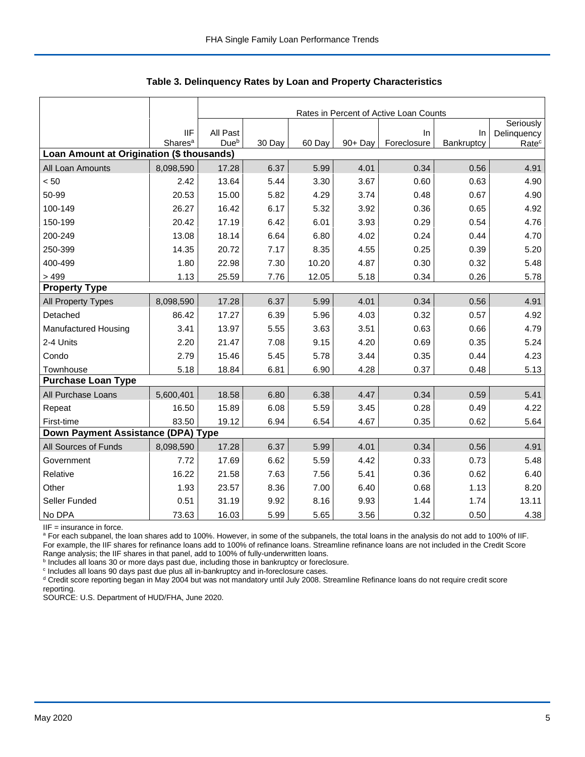## Table 3. Delinquency Rates by Loan and Property Characteristics

| | IIF Shares[a] | Rates in Percent of Active Loan Counts | | | | | | |
|---|---|---|---|---|---|---|---|---|
| | | All Past Due[b] | 30 Day | 60 Day | 90+ Day | In Foreclosure | In Bankruptcy | Seriously Delinquency Rate[c] |
| **Loan Amount at Origination ($ thousands)** | | | | | | | | |
| All Loan Amounts | 8,098,590 | 17.28 | 6.37 | 5.99 | 4.01 | 0.34 | 0.56 | 4.91 |
| < 50 | 2.42 | 13.64 | 5.44 | 3.30 | 3.67 | 0.60 | 0.63 | 4.90 |
| 50-99 | 20.53 | 15.00 | 5.82 | 4.29 | 3.74 | 0.48 | 0.67 | 4.90 |
| 100-149 | 26.27 | 16.42 | 6.17 | 5.32 | 3.92 | 0.36 | 0.65 | 4.92 |
| 150-199 | 20.42 | 17.19 | 6.42 | 6.01 | 3.93 | 0.29 | 0.54 | 4.76 |
| 200-249 | 13.08 | 18.14 | 6.64 | 6.80 | 4.02 | 0.24 | 0.44 | 4.70 |
| 250-399 | 14.35 | 20.72 | 7.17 | 8.35 | 4.55 | 0.25 | 0.39 | 5.20 |
| 400-499 | 1.80 | 22.98 | 7.30 | 10.20 | 4.87 | 0.30 | 0.32 | 5.48 |
| > 499 | 1.13 | 25.59 | 7.76 | 12.05 | 5.18 | 0.34 | 0.26 | 5.78 |
| **Property Type** | | | | | | | | |
| All Property Types | 8,098,590 | 17.28 | 6.37 | 5.99 | 4.01 | 0.34 | 0.56 | 4.91 |
| Detached | 86.42 | 17.27 | 6.39 | 5.96 | 4.03 | 0.32 | 0.57 | 4.92 |
| Manufactured Housing | 3.41 | 13.97 | 5.55 | 3.63 | 3.51 | 0.63 | 0.66 | 4.79 |
| 2-4 Units | 2.20 | 21.47 | 7.08 | 9.15 | 4.20 | 0.69 | 0.35 | 5.24 |
| Condo | 2.79 | 15.46 | 5.45 | 5.78 | 3.44 | 0.35 | 0.44 | 4.23 |
| Townhouse | 5.18 | 18.84 | 6.81 | 6.90 | 4.28 | 0.37 | 0.48 | 5.13 |
| **Purchase Loan Type** | | | | | | | | |
| All Purchase Loans | 5,600,401 | 18.58 | 6.80 | 6.38 | 4.47 | 0.34 | 0.59 | 5.41 |
| Repeat | 16.50 | 15.89 | 6.08 | 5.59 | 3.45 | 0.28 | 0.49 | 4.22 |
| First-time | 83.50 | 19.12 | 6.94 | 6.54 | 4.67 | 0.35 | 0.62 | 5.64 |
| **Down Payment Assistance (DPA) Type** | | | | | | | | |
| All Sources of Funds | 8,098,590 | 17.28 | 6.37 | 5.99 | 4.01 | 0.34 | 0.56 | 4.91 |
| Government | 7.72 | 17.69 | 6.62 | 5.59 | 4.42 | 0.33 | 0.73 | 5.48 |
| Relative | 16.22 | 21.58 | 7.63 | 7.56 | 5.41 | 0.36 | 0.62 | 6.40 |
| Other | 1.93 | 23.57 | 8.36 | 7.00 | 6.40 | 0.68 | 1.13 | 8.20 |
| Seller Funded | 0.51 | 31.19 | 9.92 | 8.16 | 9.93 | 1.44 | 1.74 | 13.11 |
| No DPA | 73.63 | 16.03 | 5.99 | 5.65 | 3.56 | 0.32 | 0.50 | 4.38 |

IIF = insurance in force.

[a] For each subpanel, the loan shares add to 100%. However, in some of the subpanels, the total loans in the analysis do not add to 100% of IIF. For example, the IIF shares for refinance loans add to 100% of refinance loans. Streamline refinance loans are not included in the Credit Score Range analysis; the IIF shares in that panel, add to 100% of fully-underwritten loans.

[b] Includes all loans 30 or more days past due, including those in bankruptcy or foreclosure.

[c] Includes all loans 90 days past due plus all in-bankruptcy and in-foreclosure cases.

[d] Credit score reporting began in May 2004 but was not mandatory until July 2008. Streamline Refinance loans do not require credit score reporting.

SOURCE: U.S. Department of HUD/FHA, June 2020.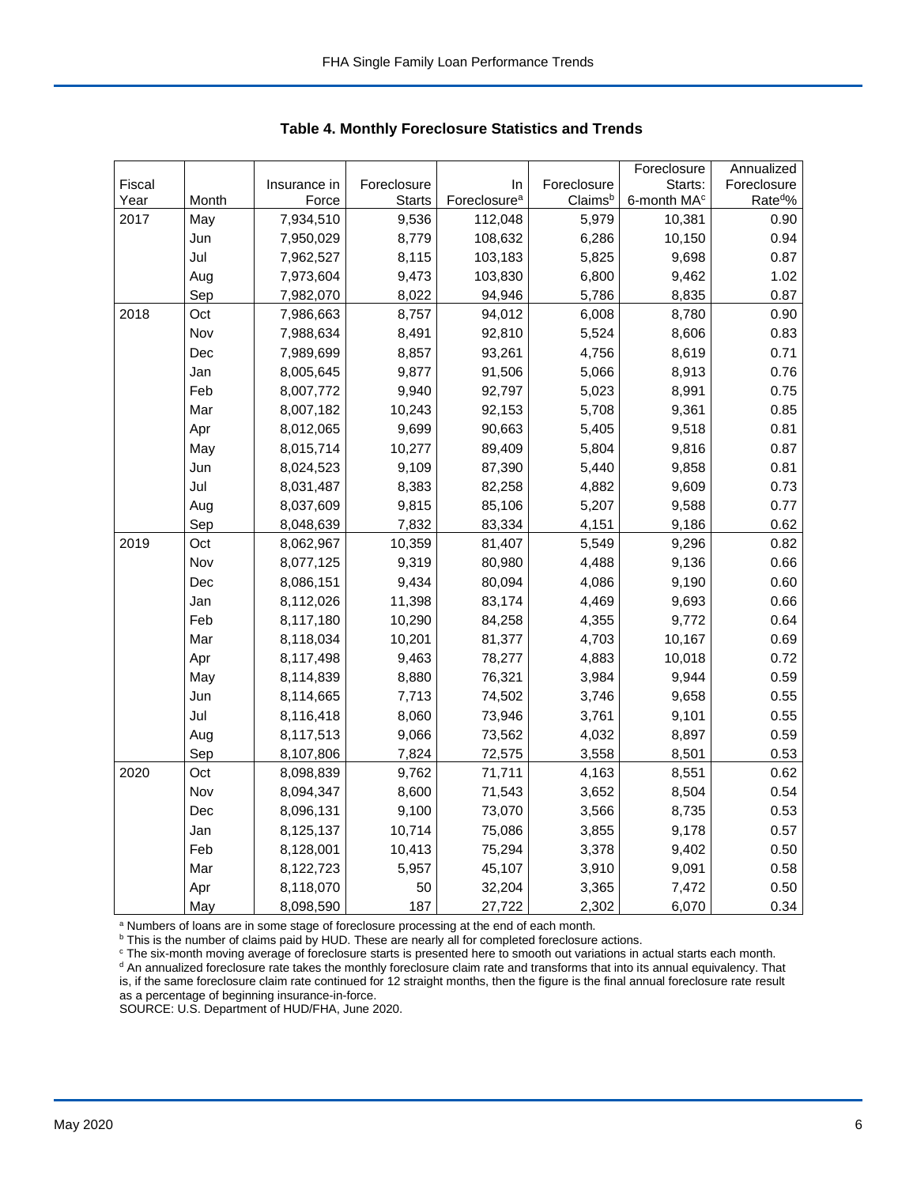## Table 4. Monthly Foreclosure Statistics and Trends

| Fiscal Year | Month | Insurance in Force | Foreclosure Starts | In Foreclosure[a] | Foreclosure Claims[b] | Foreclosure Starts: 6-month MA[c] | Annualized Foreclosure Rate[d]% |
|---|---|---|---|---|---|---|---|
| 2017 | May | 7,934,510 | 9,536 | 112,048 | 5,979 | 10,381 | 0.90 |
| | Jun | 7,950,029 | 8,779 | 108,632 | 6,286 | 10,150 | 0.94 |
| | Jul | 7,962,527 | 8,115 | 103,183 | 5,825 | 9,698 | 0.87 |
| | Aug | 7,973,604 | 9,473 | 103,830 | 6,800 | 9,462 | 1.02 |
| | Sep | 7,982,070 | 8,022 | 94,946 | 5,786 | 8,835 | 0.87 |
| 2018 | Oct | 7,986,663 | 8,757 | 94,012 | 6,008 | 8,780 | 0.90 |
| | Nov | 7,988,634 | 8,491 | 92,810 | 5,524 | 8,606 | 0.83 |
| | Dec | 7,989,699 | 8,857 | 93,261 | 4,756 | 8,619 | 0.71 |
| | Jan | 8,005,645 | 9,877 | 91,506 | 5,066 | 8,913 | 0.76 |
| | Feb | 8,007,772 | 9,940 | 92,797 | 5,023 | 8,991 | 0.75 |
| | Mar | 8,007,182 | 10,243 | 92,153 | 5,708 | 9,361 | 0.85 |
| | Apr | 8,012,065 | 9,699 | 90,663 | 5,405 | 9,518 | 0.81 |
| | May | 8,015,714 | 10,277 | 89,409 | 5,804 | 9,816 | 0.87 |
| | Jun | 8,024,523 | 9,109 | 87,390 | 5,440 | 9,858 | 0.81 |
| | Jul | 8,031,487 | 8,383 | 82,258 | 4,882 | 9,609 | 0.73 |
| | Aug | 8,037,609 | 9,815 | 85,106 | 5,207 | 9,588 | 0.77 |
| | Sep | 8,048,639 | 7,832 | 83,334 | 4,151 | 9,186 | 0.62 |
| 2019 | Oct | 8,062,967 | 10,359 | 81,407 | 5,549 | 9,296 | 0.82 |
| | Nov | 8,077,125 | 9,319 | 80,980 | 4,488 | 9,136 | 0.66 |
| | Dec | 8,086,151 | 9,434 | 80,094 | 4,086 | 9,190 | 0.60 |
| | Jan | 8,112,026 | 11,398 | 83,174 | 4,469 | 9,693 | 0.66 |
| | Feb | 8,117,180 | 10,290 | 84,258 | 4,355 | 9,772 | 0.64 |
| | Mar | 8,118,034 | 10,201 | 81,377 | 4,703 | 10,167 | 0.69 |
| | Apr | 8,117,498 | 9,463 | 78,277 | 4,883 | 10,018 | 0.72 |
| | May | 8,114,839 | 8,880 | 76,321 | 3,984 | 9,944 | 0.59 |
| | Jun | 8,114,665 | 7,713 | 74,502 | 3,746 | 9,658 | 0.55 |
| | Jul | 8,116,418 | 8,060 | 73,946 | 3,761 | 9,101 | 0.55 |
| | Aug | 8,117,513 | 9,066 | 73,562 | 4,032 | 8,897 | 0.59 |
| | Sep | 8,107,806 | 7,824 | 72,575 | 3,558 | 8,501 | 0.53 |
| 2020 | Oct | 8,098,839 | 9,762 | 71,711 | 4,163 | 8,551 | 0.62 |
| | Nov | 8,094,347 | 8,600 | 71,543 | 3,652 | 8,504 | 0.54 |
| | Dec | 8,096,131 | 9,100 | 73,070 | 3,566 | 8,735 | 0.53 |
| | Jan | 8,125,137 | 10,714 | 75,086 | 3,855 | 9,178 | 0.57 |
| | Feb | 8,128,001 | 10,413 | 75,294 | 3,378 | 9,402 | 0.50 |
| | Mar | 8,122,723 | 5,957 | 45,107 | 3,910 | 9,091 | 0.58 |
| | Apr | 8,118,070 | 50 | 32,204 | 3,365 | 7,472 | 0.50 |
| | May | 8,098,590 | 187 | 27,722 | 2,302 | 6,070 | 0.34 |

[a] Numbers of loans are in some stage of foreclosure processing at the end of each month.
[b] This is the number of claims paid by HUD. These are nearly all for completed foreclosure actions.
[c] The six-month moving average of foreclosure starts is presented here to smooth out variations in actual starts each month.
[d] An annualized foreclosure rate takes the monthly foreclosure claim rate and transforms that into its annual equivalency. That is, if the same foreclosure claim rate continued for 12 straight months, then the figure is the final annual foreclosure rate result as a percentage of beginning insurance-in-force.
SOURCE: U.S. Department of HUD/FHA, June 2020.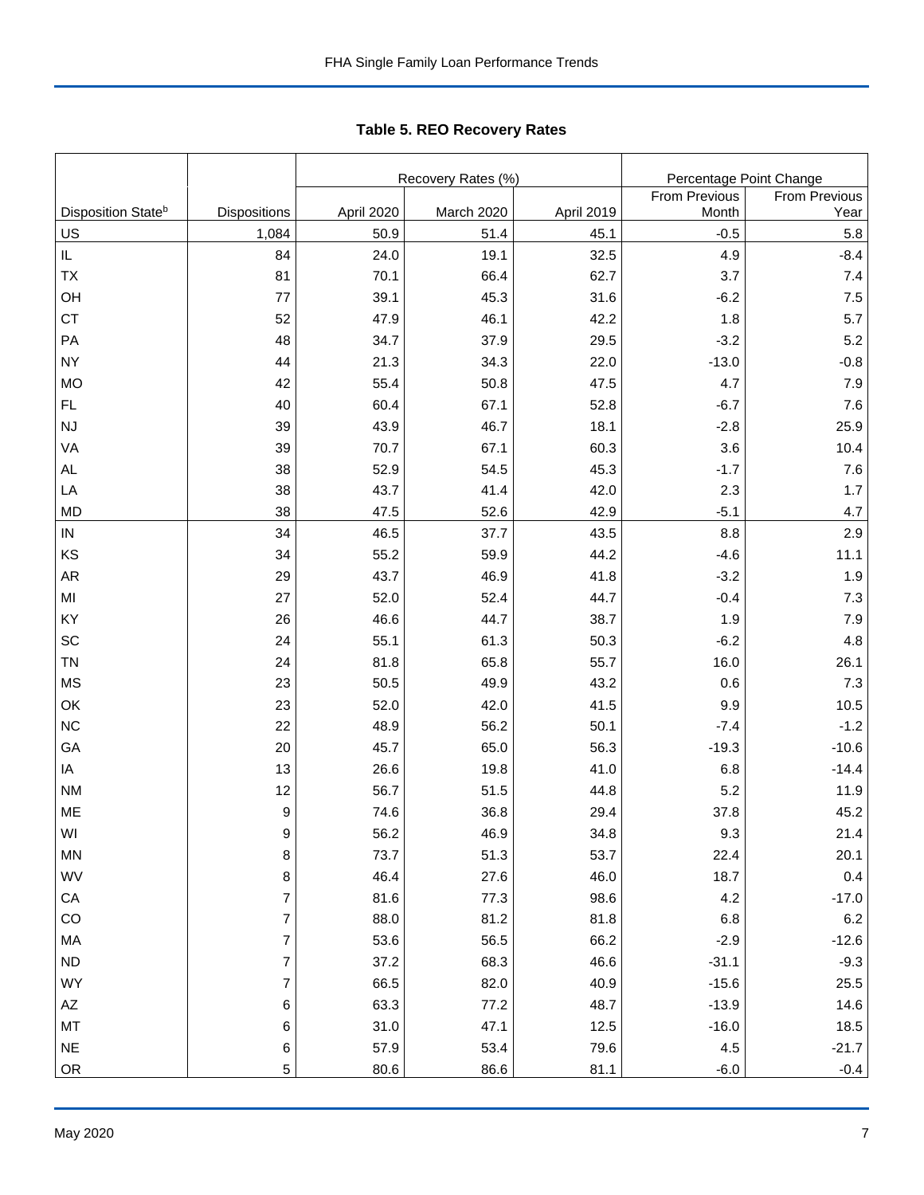## Table 5. REO Recovery Rates

| | | Recovery Rates (%) | | | Percentage Point Change | |
|---|---|---|---|---|---|---|
| Disposition State[b] | Dispositions | April 2020 | March 2020 | April 2019 | From Previous Month | From Previous Year |
| US | 1,084 | 50.9 | 51.4 | 45.1 | -0.5 | 5.8 |
| IL | 84 | 24.0 | 19.1 | 32.5 | 4.9 | -8.4 |
| TX | 81 | 70.1 | 66.4 | 62.7 | 3.7 | 7.4 |
| OH | 77 | 39.1 | 45.3 | 31.6 | -6.2 | 7.5 |
| CT | 52 | 47.9 | 46.1 | 42.2 | 1.8 | 5.7 |
| PA | 48 | 34.7 | 37.9 | 29.5 | -3.2 | 5.2 |
| NY | 44 | 21.3 | 34.3 | 22.0 | -13.0 | -0.8 |
| MO | 42 | 55.4 | 50.8 | 47.5 | 4.7 | 7.9 |
| FL | 40 | 60.4 | 67.1 | 52.8 | -6.7 | 7.6 |
| NJ | 39 | 43.9 | 46.7 | 18.1 | -2.8 | 25.9 |
| VA | 39 | 70.7 | 67.1 | 60.3 | 3.6 | 10.4 |
| AL | 38 | 52.9 | 54.5 | 45.3 | -1.7 | 7.6 |
| LA | 38 | 43.7 | 41.4 | 42.0 | 2.3 | 1.7 |
| MD | 38 | 47.5 | 52.6 | 42.9 | -5.1 | 4.7 |
| IN | 34 | 46.5 | 37.7 | 43.5 | 8.8 | 2.9 |
| KS | 34 | 55.2 | 59.9 | 44.2 | -4.6 | 11.1 |
| AR | 29 | 43.7 | 46.9 | 41.8 | -3.2 | 1.9 |
| MI | 27 | 52.0 | 52.4 | 44.7 | -0.4 | 7.3 |
| KY | 26 | 46.6 | 44.7 | 38.7 | 1.9 | 7.9 |
| SC | 24 | 55.1 | 61.3 | 50.3 | -6.2 | 4.8 |
| TN | 24 | 81.8 | 65.8 | 55.7 | 16.0 | 26.1 |
| MS | 23 | 50.5 | 49.9 | 43.2 | 0.6 | 7.3 |
| OK | 23 | 52.0 | 42.0 | 41.5 | 9.9 | 10.5 |
| NC | 22 | 48.9 | 56.2 | 50.1 | -7.4 | -1.2 |
| GA | 20 | 45.7 | 65.0 | 56.3 | -19.3 | -10.6 |
| IA | 13 | 26.6 | 19.8 | 41.0 | 6.8 | -14.4 |
| NM | 12 | 56.7 | 51.5 | 44.8 | 5.2 | 11.9 |
| ME | 9 | 74.6 | 36.8 | 29.4 | 37.8 | 45.2 |
| WI | 9 | 56.2 | 46.9 | 34.8 | 9.3 | 21.4 |
| MN | 8 | 73.7 | 51.3 | 53.7 | 22.4 | 20.1 |
| WV | 8 | 46.4 | 27.6 | 46.0 | 18.7 | 0.4 |
| CA | 7 | 81.6 | 77.3 | 98.6 | 4.2 | -17.0 |
| CO | 7 | 88.0 | 81.2 | 81.8 | 6.8 | 6.2 |
| MA | 7 | 53.6 | 56.5 | 66.2 | -2.9 | -12.6 |
| ND | 7 | 37.2 | 68.3 | 46.6 | -31.1 | -9.3 |
| WY | 7 | 66.5 | 82.0 | 40.9 | -15.6 | 25.5 |
| AZ | 6 | 63.3 | 77.2 | 48.7 | -13.9 | 14.6 |
| MT | 6 | 31.0 | 47.1 | 12.5 | -16.0 | 18.5 |
| NE | 6 | 57.9 | 53.4 | 79.6 | 4.5 | -21.7 |
| OR | 5 | 80.6 | 86.6 | 81.1 | -6.0 | -0.4 |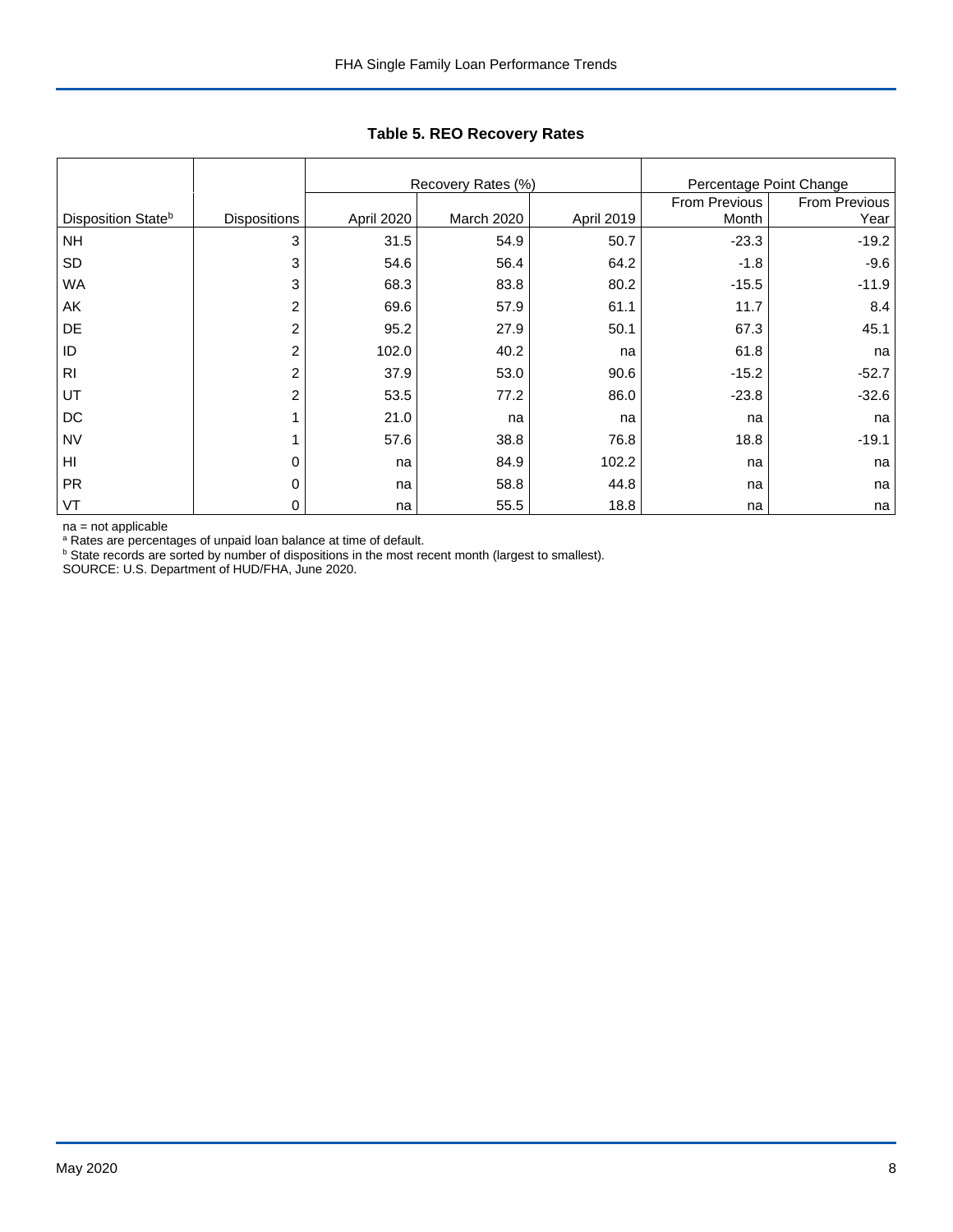## Table 5. REO Recovery Rates

| | | Recovery Rates (%) | | | Percentage Point Change | |
|---|---|---|---|---|---|---|
| Disposition State[b] | Dispositions | April 2020 | March 2020 | April 2019 | From Previous Month | From Previous Year |
| NH | 3 | 31.5 | 54.9 | 50.7 | -23.3 | -19.2 |
| SD | 3 | 54.6 | 56.4 | 64.2 | -1.8 | -9.6 |
| WA | 3 | 68.3 | 83.8 | 80.2 | -15.5 | -11.9 |
| AK | 2 | 69.6 | 57.9 | 61.1 | 11.7 | 8.4 |
| DE | 2 | 95.2 | 27.9 | 50.1 | 67.3 | 45.1 |
| ID | 2 | 102.0 | 40.2 | na | 61.8 | na |
| RI | 2 | 37.9 | 53.0 | 90.6 | -15.2 | -52.7 |
| UT | 2 | 53.5 | 77.2 | 86.0 | -23.8 | -32.6 |
| DC | 1 | 21.0 | na | na | na | na |
| NV | 1 | 57.6 | 38.8 | 76.8 | 18.8 | -19.1 |
| HI | 0 | na | 84.9 | 102.2 | na | na |
| PR | 0 | na | 58.8 | 44.8 | na | na |
| VT | 0 | na | 55.5 | 18.8 | na | na |

na = not applicable
[a] Rates are percentages of unpaid loan balance at time of default.
[b] State records are sorted by number of dispositions in the most recent month (largest to smallest).
SOURCE: U.S. Department of HUD/FHA, June 2020.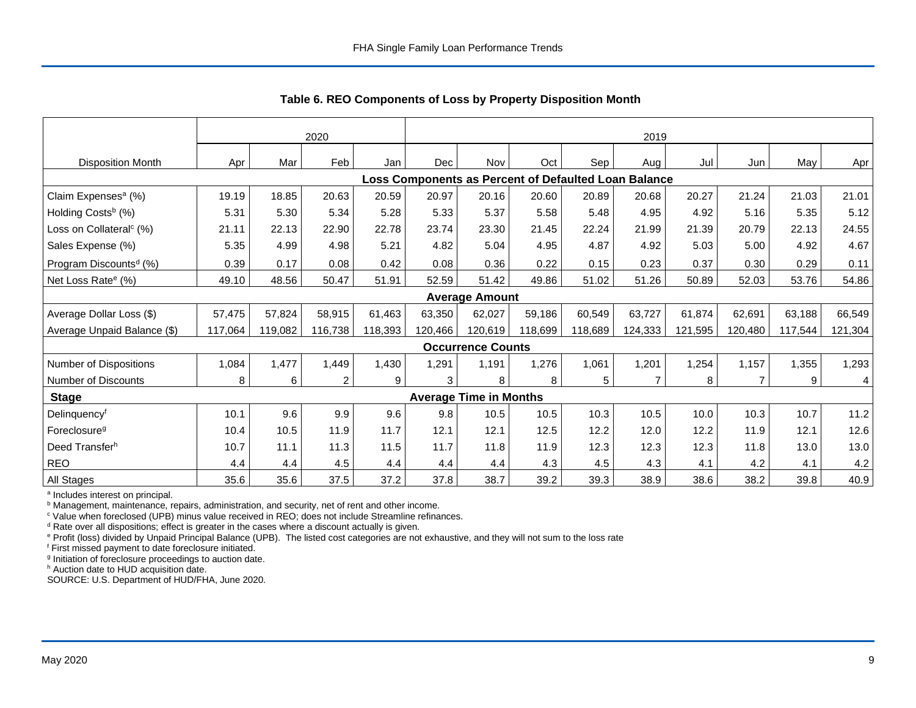**Table 6. REO Components of Loss by Property Disposition Month**

| | 2020 | | | | 2019 | | | | | | | | |
|---|---|---|---|---|---|---|---|---|---|---|---|---|---|
| Disposition Month | Apr | Mar | Feb | Jan | Dec | Nov | Oct | Sep | Aug | Jul | Jun | May | Apr |
| **Loss Components as Percent of Defaulted Loan Balance** | | | | | | | | | | | | | |
| Claim Expenses[a] (%) | 19.19 | 18.85 | 20.63 | 20.59 | 20.97 | 20.16 | 20.60 | 20.89 | 20.68 | 20.27 | 21.24 | 21.03 | 21.01 |
| Holding Costs[b] (%) | 5.31 | 5.30 | 5.34 | 5.28 | 5.33 | 5.37 | 5.58 | 5.48 | 4.95 | 4.92 | 5.16 | 5.35 | 5.12 |
| Loss on Collateral[c] (%) | 21.11 | 22.13 | 22.90 | 22.78 | 23.74 | 23.30 | 21.45 | 22.24 | 21.99 | 21.39 | 20.79 | 22.13 | 24.55 |
| Sales Expense (%) | 5.35 | 4.99 | 4.98 | 5.21 | 4.82 | 5.04 | 4.95 | 4.87 | 4.92 | 5.03 | 5.00 | 4.92 | 4.67 |
| Program Discounts[d] (%) | 0.39 | 0.17 | 0.08 | 0.42 | 0.08 | 0.36 | 0.22 | 0.15 | 0.23 | 0.37 | 0.30 | 0.29 | 0.11 |
| Net Loss Rate[e] (%) | 49.10 | 48.56 | 50.47 | 51.91 | 52.59 | 51.42 | 49.86 | 51.02 | 51.26 | 50.89 | 52.03 | 53.76 | 54.86 |
| **Average Amount** | | | | | | | | | | | | | |
| Average Dollar Loss ($) | 57,475 | 57,824 | 58,915 | 61,463 | 63,350 | 62,027 | 59,186 | 60,549 | 63,727 | 61,874 | 62,691 | 63,188 | 66,549 |
| Average Unpaid Balance ($) | 117,064 | 119,082 | 116,738 | 118,393 | 120,466 | 120,619 | 118,699 | 118,689 | 124,333 | 121,595 | 120,480 | 117,544 | 121,304 |
| **Occurrence Counts** | | | | | | | | | | | | | |
| Number of Dispositions | 1,084 | 1,477 | 1,449 | 1,430 | 1,291 | 1,191 | 1,276 | 1,061 | 1,201 | 1,254 | 1,157 | 1,355 | 1,293 |
| Number of Discounts | 8 | 6 | 2 | 9 | 3 | 8 | 8 | 5 | 7 | 8 | 7 | 9 | 4 |
| **Stage** | **Average Time in Months** | | | | | | | | | | | | |
| Delinquency[f] | 10.1 | 9.6 | 9.9 | 9.6 | 9.8 | 10.5 | 10.5 | 10.3 | 10.5 | 10.0 | 10.3 | 10.7 | 11.2 |
| Foreclosure[g] | 10.4 | 10.5 | 11.9 | 11.7 | 12.1 | 12.1 | 12.5 | 12.2 | 12.0 | 12.2 | 11.9 | 12.1 | 12.6 |
| Deed Transfer[h] | 10.7 | 11.1 | 11.3 | 11.5 | 11.7 | 11.8 | 11.9 | 12.3 | 12.3 | 12.3 | 11.8 | 13.0 | 13.0 |
| REO | 4.4 | 4.4 | 4.5 | 4.4 | 4.4 | 4.4 | 4.3 | 4.5 | 4.3 | 4.1 | 4.2 | 4.1 | 4.2 |
| All Stages | 35.6 | 35.6 | 37.5 | 37.2 | 37.8 | 38.7 | 39.2 | 39.3 | 38.9 | 38.6 | 38.2 | 39.8 | 40.9 |

[a] Includes interest on principal.
[b] Management, maintenance, repairs, administration, and security, net of rent and other income.
[c] Value when foreclosed (UPB) minus value received in REO; does not include Streamline refinances.
[d] Rate over all dispositions; effect is greater in the cases where a discount actually is given.
[e] Profit (loss) divided by Unpaid Principal Balance (UPB). The listed cost categories are not exhaustive, and they will not sum to the loss rate
[f] First missed payment to date foreclosure initiated.
[g] Initiation of foreclosure proceedings to auction date.
[h] Auction date to HUD acquisition date.
SOURCE: U.S. Department of HUD/FHA, June 2020.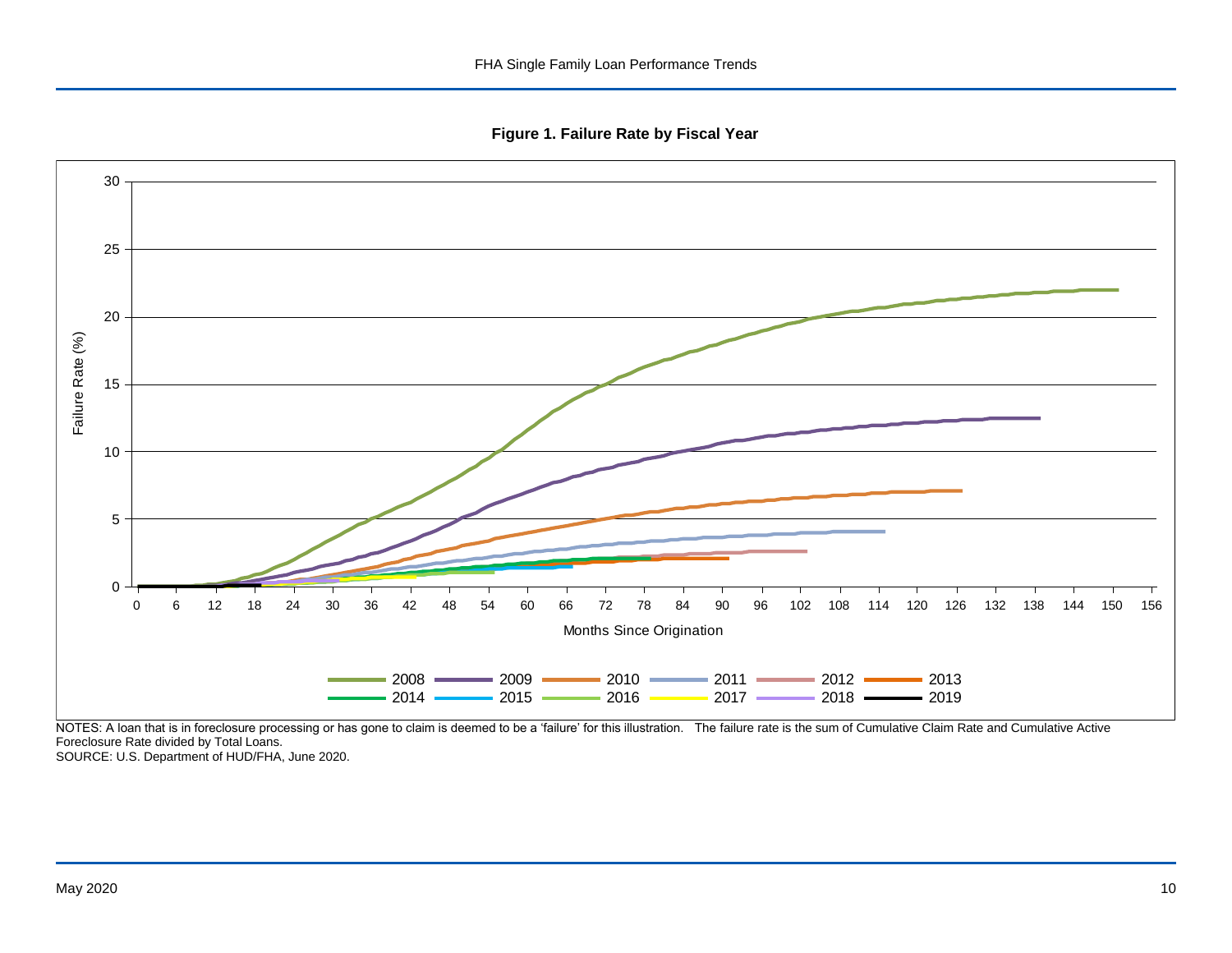**Figure 1. Failure Rate by Fiscal Year**

Failure Rate (%)

30
25
20
15
10
5
0

0 6 12 18 24 30 36 42 48 54 60 66 72 78 84 90 96 102 108 114 120 126 132 138 144 150 156

Months Since Origination

2008 2009 2010 2011 2012 2013
2014 2015 2016 2017 2018 2019

NOTES: A loan that is in foreclosure processing or has gone to claim is deemed to be a 'failure' for this illustration. The failure rate is the sum of Cumulative Claim Rate and Cumulative Active Foreclosure Rate divided by Total Loans.
SOURCE: U.S. Department of HUD/FHA, June 2020.